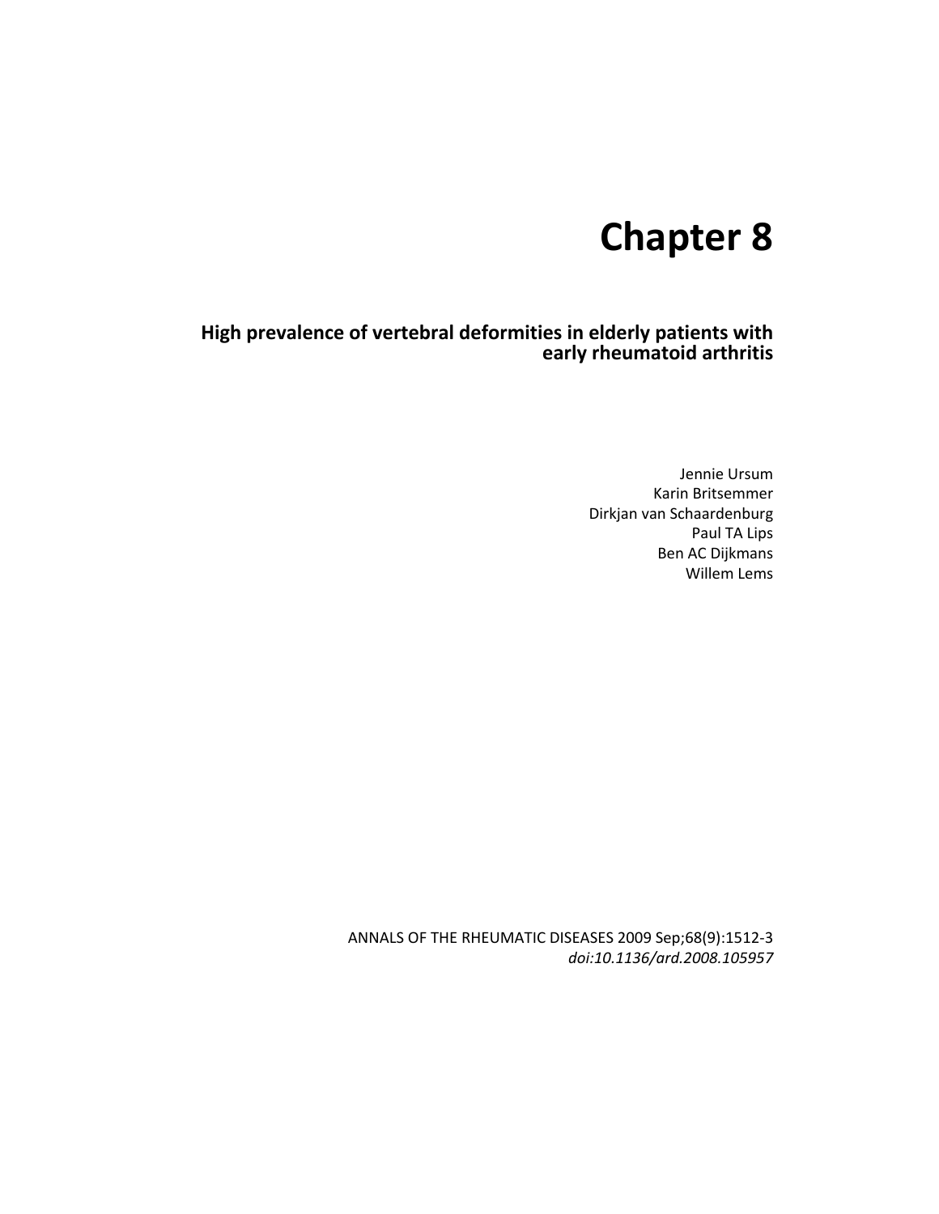# Chapter 8

## High prevalence of vertebral deformities in elderly patients with early rheumatoid arthritis

Jennie Ursum
Karin Britsemmer
Dirkjan van Schaardenburg
Paul TA Lips
Ben AC Dijkmans
Willem Lems

ANNALS OF THE RHEUMATIC DISEASES 2009 Sep;68(9):1512-3
*doi:10.1136/ard.2008.105957*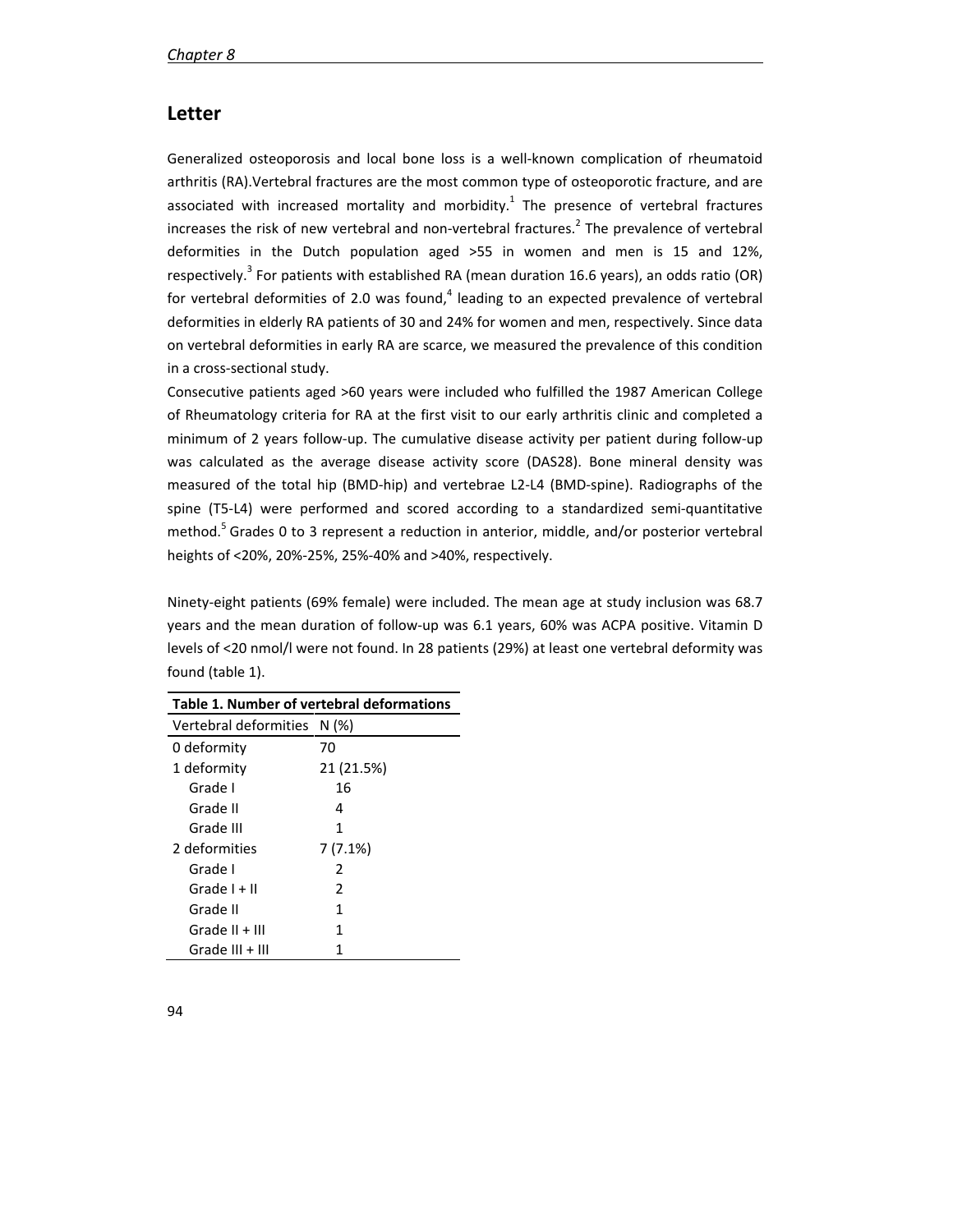## Letter

Generalized osteoporosis and local bone loss is a well-known complication of rheumatoid arthritis (RA).Vertebral fractures are the most common type of osteoporotic fracture, and are associated with increased mortality and morbidity.[1] The presence of vertebral fractures increases the risk of new vertebral and non-vertebral fractures.[2] The prevalence of vertebral deformities in the Dutch population aged >55 in women and men is 15 and 12%, respectively.[3] For patients with established RA (mean duration 16.6 years), an odds ratio (OR) for vertebral deformities of 2.0 was found,[4] leading to an expected prevalence of vertebral deformities in elderly RA patients of 30 and 24% for women and men, respectively. Since data on vertebral deformities in early RA are scarce, we measured the prevalence of this condition in a cross-sectional study.

Consecutive patients aged >60 years were included who fulfilled the 1987 American College of Rheumatology criteria for RA at the first visit to our early arthritis clinic and completed a minimum of 2 years follow-up. The cumulative disease activity per patient during follow-up was calculated as the average disease activity score (DAS28). Bone mineral density was measured of the total hip (BMD-hip) and vertebrae L2-L4 (BMD-spine). Radiographs of the spine (T5-L4) were performed and scored according to a standardized semi-quantitative method.[5] Grades 0 to 3 represent a reduction in anterior, middle, and/or posterior vertebral heights of <20%, 20%-25%, 25%-40% and >40%, respectively.

Ninety-eight patients (69% female) were included. The mean age at study inclusion was 68.7 years and the mean duration of follow-up was 6.1 years, 60% was ACPA positive. Vitamin D levels of <20 nmol/l were not found. In 28 patients (29%) at least one vertebral deformity was found (table 1).

**Table 1. Number of vertebral deformations**

| Vertebral deformities | N (%) |
|---|---|
| 0 deformity | 70 |
| 1 deformity | 21 (21.5%) |
| Grade I | 16 |
| Grade II | 4 |
| Grade III | 1 |
| 2 deformities | 7 (7.1%) |
| Grade I | 2 |
| Grade I + II | 2 |
| Grade II | 1 |
| Grade II + III | 1 |
| Grade III + III | 1 |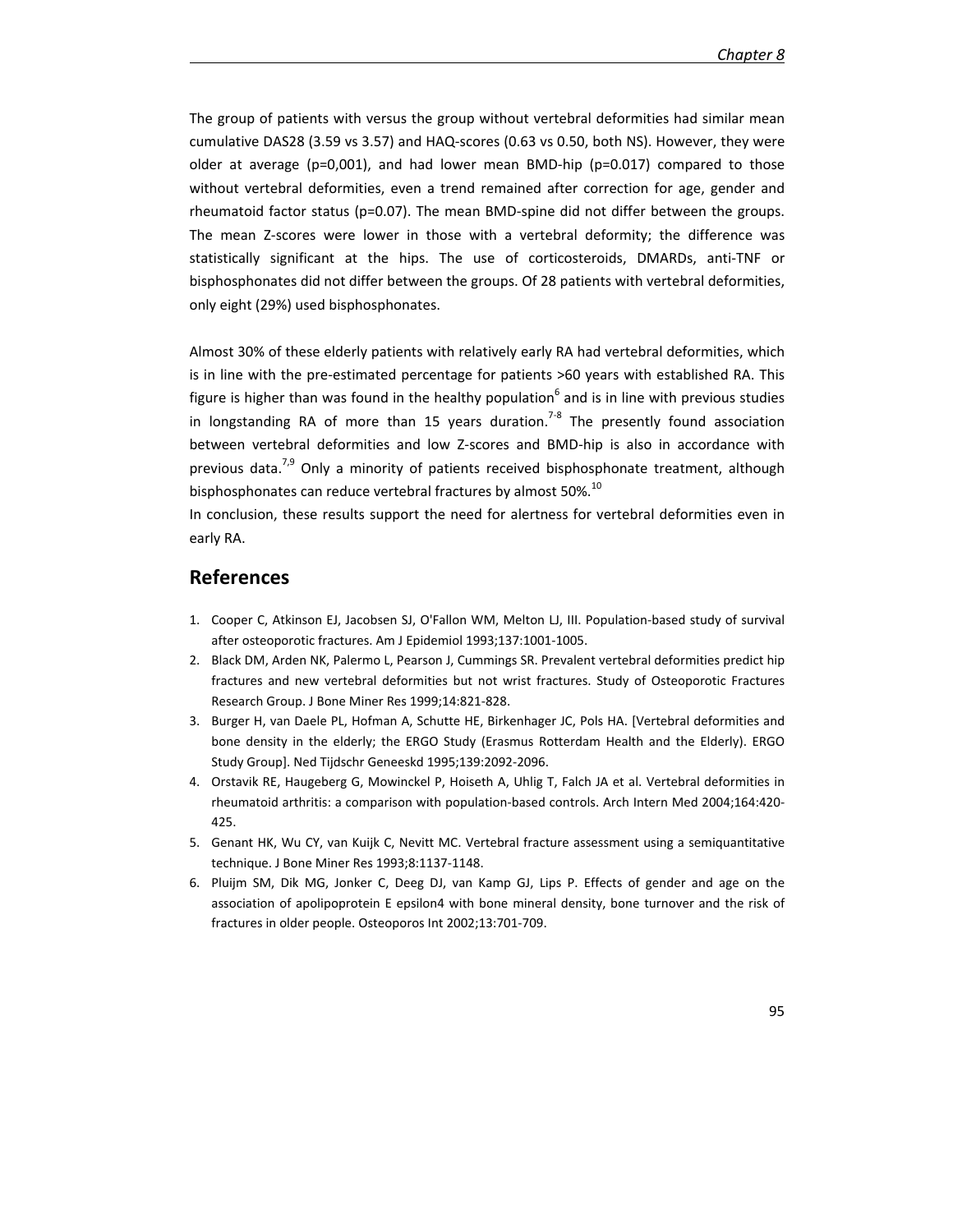The group of patients with versus the group without vertebral deformities had similar mean cumulative DAS28 (3.59 vs 3.57) and HAQ-scores (0.63 vs 0.50, both NS). However, they were older at average (p=0,001), and had lower mean BMD-hip (p=0.017) compared to those without vertebral deformities, even a trend remained after correction for age, gender and rheumatoid factor status (p=0.07). The mean BMD-spine did not differ between the groups. The mean Z-scores were lower in those with a vertebral deformity; the difference was statistically significant at the hips. The use of corticosteroids, DMARDs, anti-TNF or bisphosphonates did not differ between the groups. Of 28 patients with vertebral deformities, only eight (29%) used bisphosphonates.

Almost 30% of these elderly patients with relatively early RA had vertebral deformities, which is in line with the pre-estimated percentage for patients >60 years with established RA. This figure is higher than was found in the healthy population[6] and is in line with previous studies in longstanding RA of more than 15 years duration.[7-8] The presently found association between vertebral deformities and low Z-scores and BMD-hip is also in accordance with previous data.[7,9] Only a minority of patients received bisphosphonate treatment, although bisphosphonates can reduce vertebral fractures by almost 50%.[10]

In conclusion, these results support the need for alertness for vertebral deformities even in early RA.

## References

1. Cooper C, Atkinson EJ, Jacobsen SJ, O'Fallon WM, Melton LJ, III. Population-based study of survival after osteoporotic fractures. Am J Epidemiol 1993;137:1001-1005.
2. Black DM, Arden NK, Palermo L, Pearson J, Cummings SR. Prevalent vertebral deformities predict hip fractures and new vertebral deformities but not wrist fractures. Study of Osteoporotic Fractures Research Group. J Bone Miner Res 1999;14:821-828.
3. Burger H, van Daele PL, Hofman A, Schutte HE, Birkenhager JC, Pols HA. [Vertebral deformities and bone density in the elderly; the ERGO Study (Erasmus Rotterdam Health and the Elderly). ERGO Study Group]. Ned Tijdschr Geneeskd 1995;139:2092-2096.
4. Orstavik RE, Haugeberg G, Mowinckel P, Hoiseth A, Uhlig T, Falch JA et al. Vertebral deformities in rheumatoid arthritis: a comparison with population-based controls. Arch Intern Med 2004;164:420-425.
5. Genant HK, Wu CY, van Kuijk C, Nevitt MC. Vertebral fracture assessment using a semiquantitative technique. J Bone Miner Res 1993;8:1137-1148.
6. Pluijm SM, Dik MG, Jonker C, Deeg DJ, van Kamp GJ, Lips P. Effects of gender and age on the association of apolipoprotein E epsilon4 with bone mineral density, bone turnover and the risk of fractures in older people. Osteoporos Int 2002;13:701-709.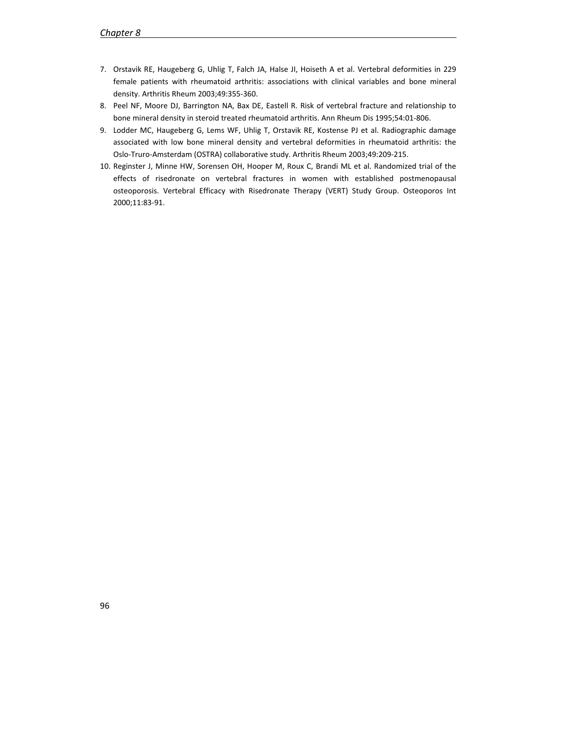7. Orstavik RE, Haugeberg G, Uhlig T, Falch JA, Halse JI, Hoiseth A et al. Vertebral deformities in 229 female patients with rheumatoid arthritis: associations with clinical variables and bone mineral density. Arthritis Rheum 2003;49:355-360.
8. Peel NF, Moore DJ, Barrington NA, Bax DE, Eastell R. Risk of vertebral fracture and relationship to bone mineral density in steroid treated rheumatoid arthritis. Ann Rheum Dis 1995;54:01-806.
9. Lodder MC, Haugeberg G, Lems WF, Uhlig T, Orstavik RE, Kostense PJ et al. Radiographic damage associated with low bone mineral density and vertebral deformities in rheumatoid arthritis: the Oslo-Truro-Amsterdam (OSTRA) collaborative study. Arthritis Rheum 2003;49:209-215.
10. Reginster J, Minne HW, Sorensen OH, Hooper M, Roux C, Brandi ML et al. Randomized trial of the effects of risedronate on vertebral fractures in women with established postmenopausal osteoporosis. Vertebral Efficacy with Risedronate Therapy (VERT) Study Group. Osteoporos Int 2000;11:83-91.